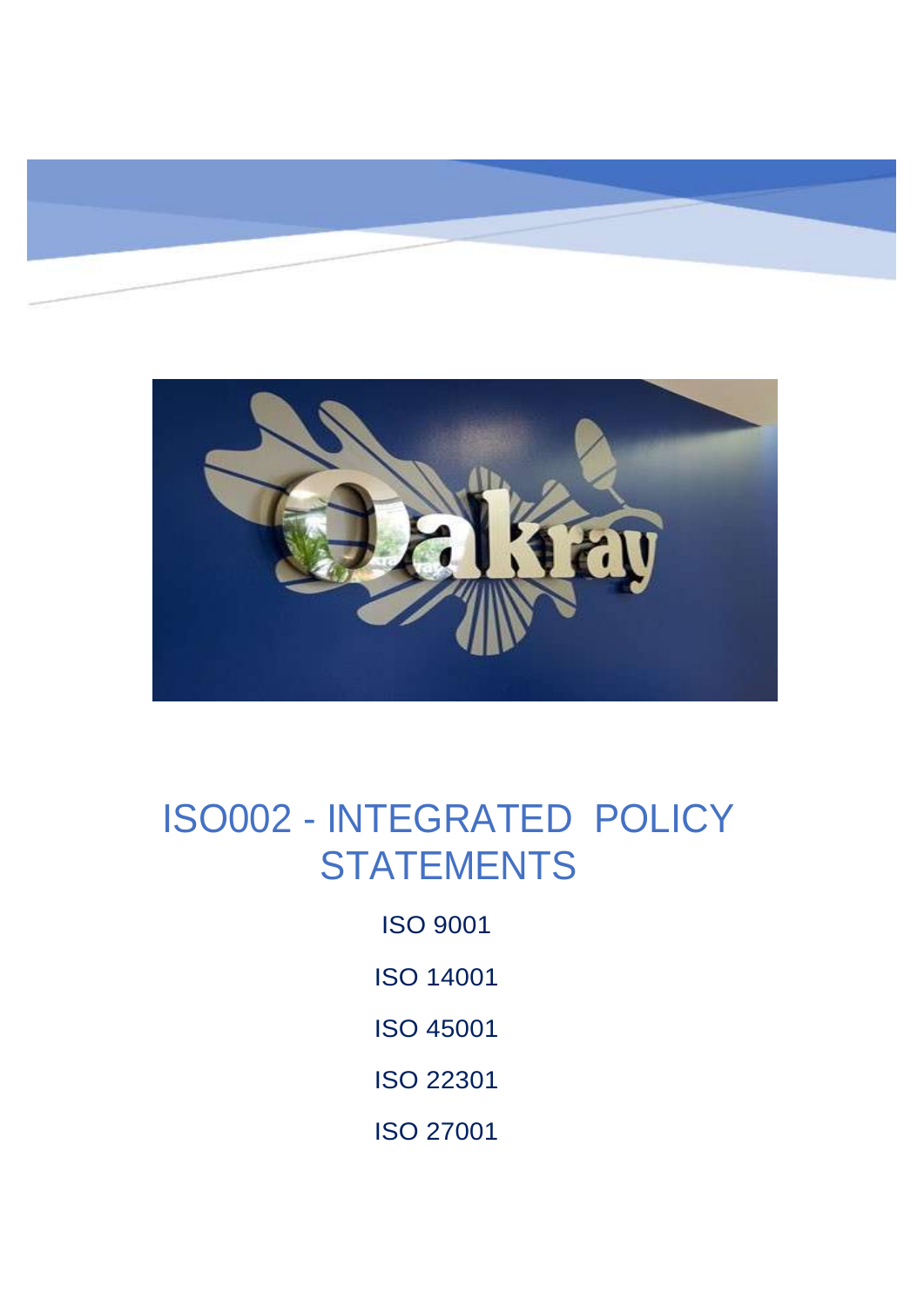# ISO002 - INTEGRATED POLICY STATEMENTS

ISO 9001

ISO 14001

ISO 45001

ISO 22301

ISO 27001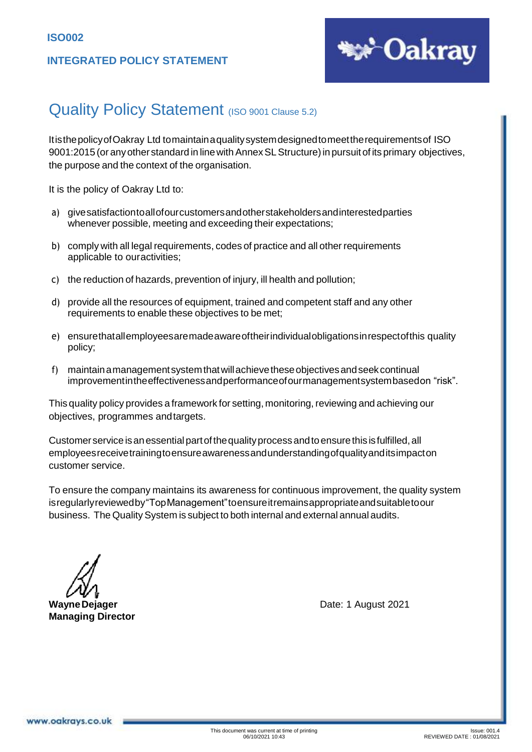**ISO002**

**INTEGRATED POLICY STATEMENT**

# Quality Policy Statement (ISO 9001 Clause 5.2)

It is the policy of Oakray Ltd to maintain a quality system designed to meet the requirements of ISO 9001:2015 (or any other standard in line with Annex SL Structure) in pursuit of its primary objectives, the purpose and the context of the organisation.

It is the policy of Oakray Ltd to:

a) give satisfaction to all of our customers and other stakeholders and interested parties whenever possible, meeting and exceeding their expectations;

b) comply with all legal requirements, codes of practice and all other requirements applicable to our activities;

c) the reduction of hazards, prevention of injury, ill health and pollution;

d) provide all the resources of equipment, trained and competent staff and any other requirements to enable these objectives to be met;

e) ensure that all employees are made aware of their individual obligations in respect of this quality policy;

f) maintain a management system that will achieve these objectives and seek continual improvement in the effectiveness and performance of our management system based on "risk".

This quality policy provides a framework for setting, monitoring, reviewing and achieving our objectives, programmes and targets.

Customer service is an essential part of the quality process and to ensure this is fulfilled, all employees receive training to ensure awareness and understanding of quality and its impact on customer service.

To ensure the company maintains its awareness for continuous improvement, the quality system is regularly reviewed by "Top Management" to ensure it remains appropriate and suitable to our business. The Quality System is subject to both internal and external annual audits.

**Wayne Dejager**
**Managing Director**

Date: 1 August 2021

This document was current at time of printing 06/10/2021 10:43

Issue: 001.4
REVIEWED DATE : 01/08/2021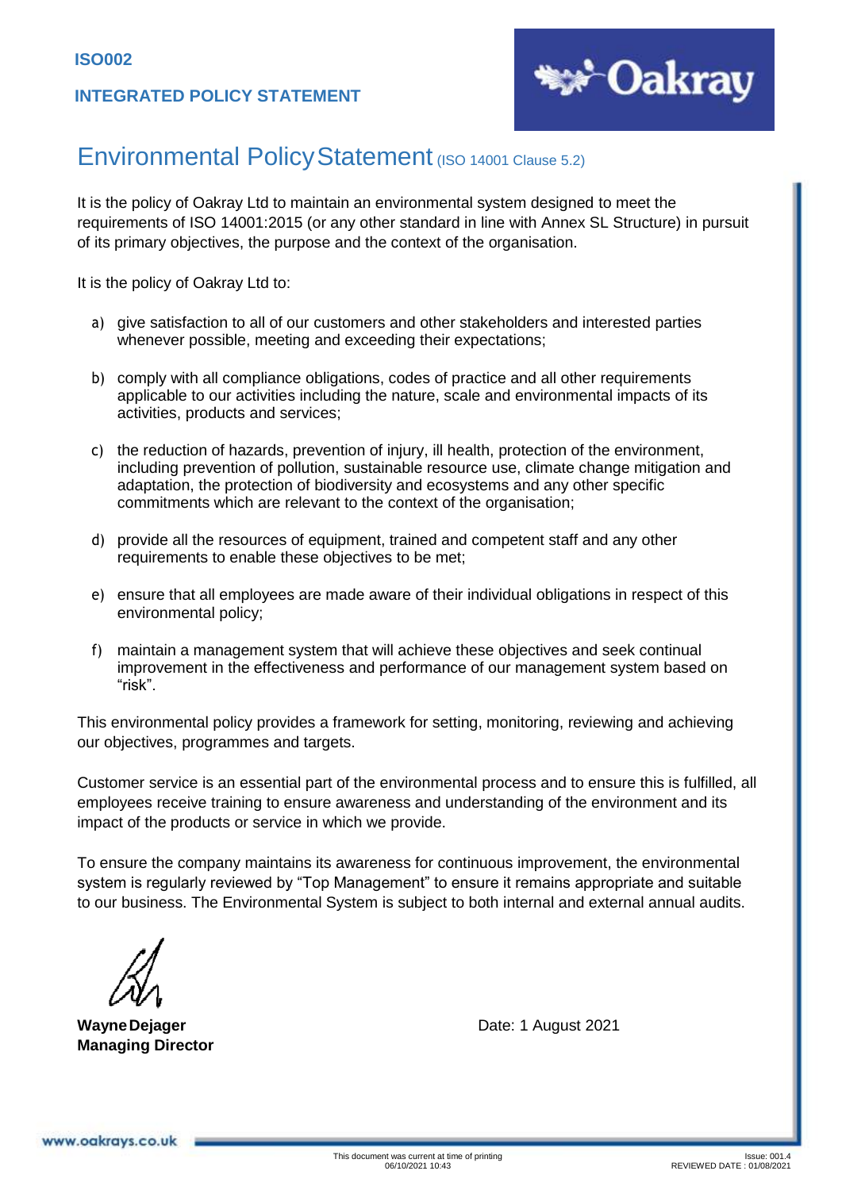**ISO002**

**INTEGRATED POLICY STATEMENT**

# Environmental Policy Statement (ISO 14001 Clause 5.2)

It is the policy of Oakray Ltd to maintain an environmental system designed to meet the requirements of ISO 14001:2015 (or any other standard in line with Annex SL Structure) in pursuit of its primary objectives, the purpose and the context of the organisation.

It is the policy of Oakray Ltd to:

a) give satisfaction to all of our customers and other stakeholders and interested parties whenever possible, meeting and exceeding their expectations;

b) comply with all compliance obligations, codes of practice and all other requirements applicable to our activities including the nature, scale and environmental impacts of its activities, products and services;

c) the reduction of hazards, prevention of injury, ill health, protection of the environment, including prevention of pollution, sustainable resource use, climate change mitigation and adaptation, the protection of biodiversity and ecosystems and any other specific commitments which are relevant to the context of the organisation;

d) provide all the resources of equipment, trained and competent staff and any other requirements to enable these objectives to be met;

e) ensure that all employees are made aware of their individual obligations in respect of this environmental policy;

f) maintain a management system that will achieve these objectives and seek continual improvement in the effectiveness and performance of our management system based on "risk".

This environmental policy provides a framework for setting, monitoring, reviewing and achieving our objectives, programmes and targets.

Customer service is an essential part of the environmental process and to ensure this is fulfilled, all employees receive training to ensure awareness and understanding of the environment and its impact of the products or service in which we provide.

To ensure the company maintains its awareness for continuous improvement, the environmental system is regularly reviewed by "Top Management" to ensure it remains appropriate and suitable to our business. The Environmental System is subject to both internal and external annual audits.

**Wayne Dejager**
**Managing Director**

Date: 1 August 2021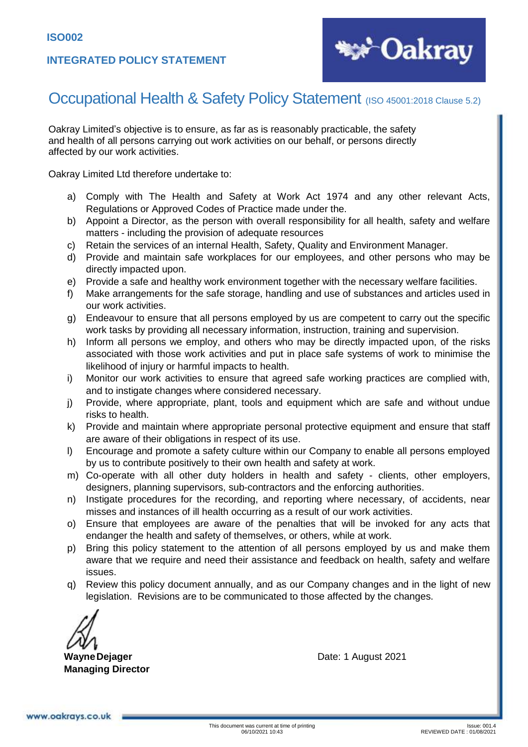**ISO002**

**INTEGRATED POLICY STATEMENT**

# Occupational Health & Safety Policy Statement (ISO 45001:2018 Clause 5.2)

Oakray Limited's objective is to ensure, as far as is reasonably practicable, the safety and health of all persons carrying out work activities on our behalf, or persons directly affected by our work activities.

Oakray Limited Ltd therefore undertake to:

a) Comply with The Health and Safety at Work Act 1974 and any other relevant Acts, Regulations or Approved Codes of Practice made under the.
b) Appoint a Director, as the person with overall responsibility for all health, safety and welfare matters - including the provision of adequate resources
c) Retain the services of an internal Health, Safety, Quality and Environment Manager.
d) Provide and maintain safe workplaces for our employees, and other persons who may be directly impacted upon.
e) Provide a safe and healthy work environment together with the necessary welfare facilities.
f) Make arrangements for the safe storage, handling and use of substances and articles used in our work activities.
g) Endeavour to ensure that all persons employed by us are competent to carry out the specific work tasks by providing all necessary information, instruction, training and supervision.
h) Inform all persons we employ, and others who may be directly impacted upon, of the risks associated with those work activities and put in place safe systems of work to minimise the likelihood of injury or harmful impacts to health.
i) Monitor our work activities to ensure that agreed safe working practices are complied with, and to instigate changes where considered necessary.
j) Provide, where appropriate, plant, tools and equipment which are safe and without undue risks to health.
k) Provide and maintain where appropriate personal protective equipment and ensure that staff are aware of their obligations in respect of its use.
l) Encourage and promote a safety culture within our Company to enable all persons employed by us to contribute positively to their own health and safety at work.
m) Co-operate with all other duty holders in health and safety - clients, other employers, designers, planning supervisors, sub-contractors and the enforcing authorities.
n) Instigate procedures for the recording, and reporting where necessary, of accidents, near misses and instances of ill health occurring as a result of our work activities.
o) Ensure that employees are aware of the penalties that will be invoked for any acts that endanger the health and safety of themselves, or others, while at work.
p) Bring this policy statement to the attention of all persons employed by us and make them aware that we require and need their assistance and feedback on health, safety and welfare issues.
q) Review this policy document annually, and as our Company changes and in the light of new legislation. Revisions are to be communicated to those affected by the changes.

**Wayne Dejager**
**Managing Director**

Date: 1 August 2021

This document was current at time of printing 06/10/2021 10:43

Issue: 001.4
REVIEWED DATE : 01/08/2021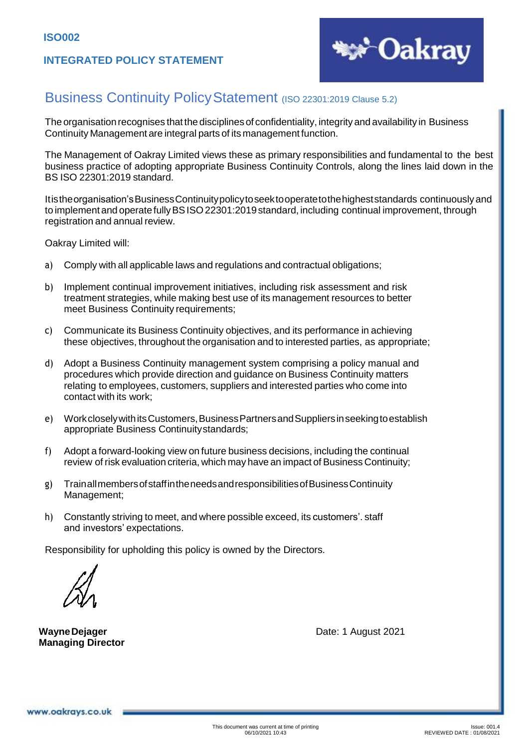**ISO002**

**INTEGRATED POLICY STATEMENT**

# Business Continuity Policy Statement (ISO 22301:2019 Clause 5.2)

The organisation recognises that the disciplines of confidentiality, integrity and availability in Business Continuity Management are integral parts of its management function.

The Management of Oakray Limited views these as primary responsibilities and fundamental to the best business practice of adopting appropriate Business Continuity Controls, along the lines laid down in the BS ISO 22301:2019 standard.

It is the organisation's Business Continuity policy to seek to operate to the highest standards continuously and to implement and operate fully BS ISO 22301:2019 standard, including continual improvement, through registration and annual review.

Oakray Limited will:

a) Comply with all applicable laws and regulations and contractual obligations;

b) Implement continual improvement initiatives, including risk assessment and risk treatment strategies, while making best use of its management resources to better meet Business Continuity requirements;

c) Communicate its Business Continuity objectives, and its performance in achieving these objectives, throughout the organisation and to interested parties, as appropriate;

d) Adopt a Business Continuity management system comprising a policy manual and procedures which provide direction and guidance on Business Continuity matters relating to employees, customers, suppliers and interested parties who come into contact with its work;

e) Work closely with its Customers, Business Partners and Suppliers in seeking to establish appropriate Business Continuity standards;

f) Adopt a forward-looking view on future business decisions, including the continual review of risk evaluation criteria, which may have an impact of Business Continuity;

g) Train all members of staff in the needs and responsibilities of Business Continuity Management;

h) Constantly striving to meet, and where possible exceed, its customers'. staff and investors' expectations.

Responsibility for upholding this policy is owned by the Directors.

**Wayne Dejager**
**Managing Director**

Date: 1 August 2021

This document was current at time of printing 06/10/2021 10:43

Issue: 001.4
REVIEWED DATE : 01/08/2021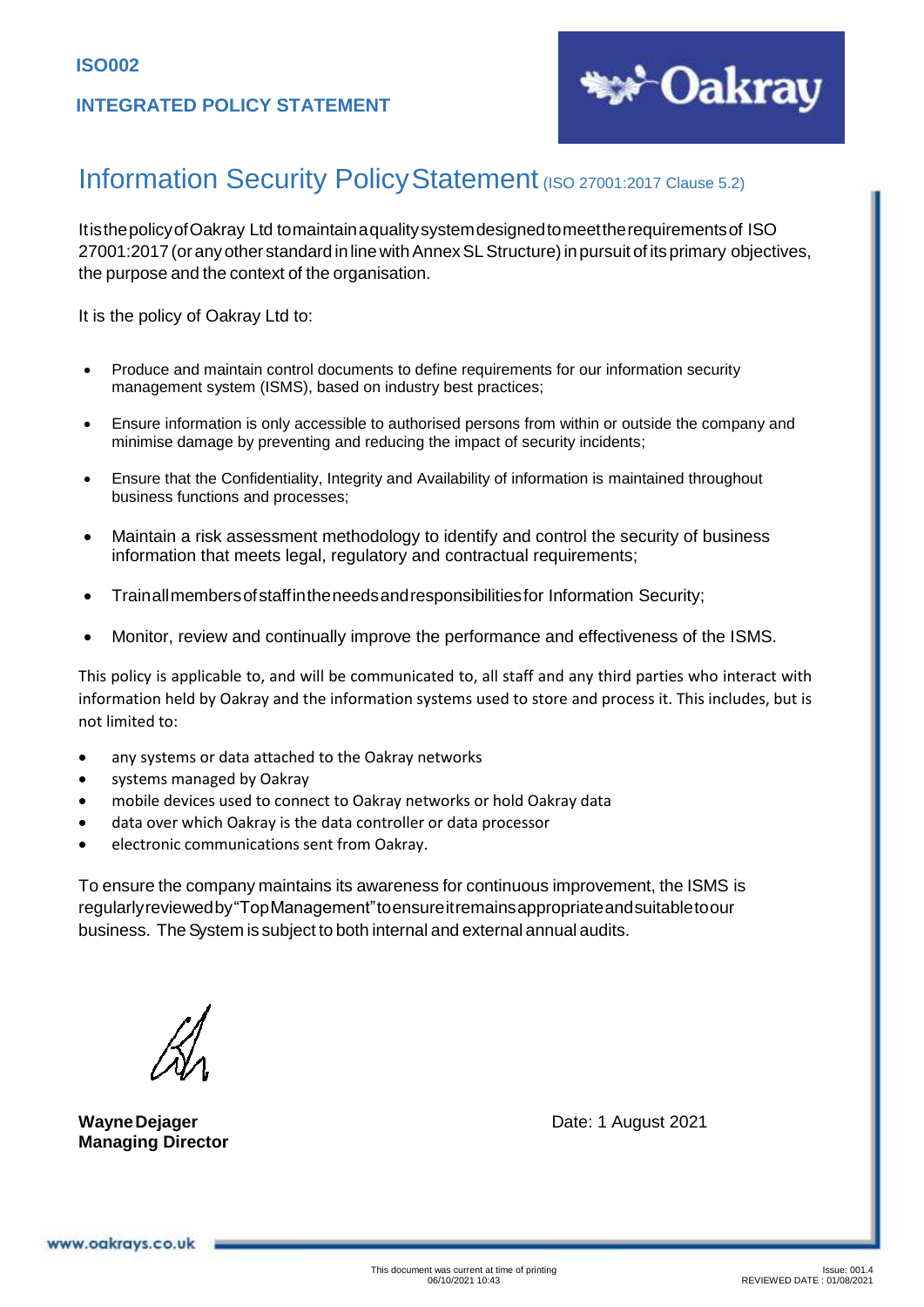**ISO002**

**INTEGRATED POLICY STATEMENT**

# Information Security Policy Statement (ISO 27001:2017 Clause 5.2)

It is the policy of Oakray Ltd to maintain a quality system designed to meet the requirements of ISO 27001:2017 (or any other standard in line with Annex SL Structure) in pursuit of its primary objectives, the purpose and the context of the organisation.

It is the policy of Oakray Ltd to:

- Produce and maintain control documents to define requirements for our information security management system (ISMS), based on industry best practices;
- Ensure information is only accessible to authorised persons from within or outside the company and minimise damage by preventing and reducing the impact of security incidents;
- Ensure that the Confidentiality, Integrity and Availability of information is maintained throughout business functions and processes;
- Maintain a risk assessment methodology to identify and control the security of business information that meets legal, regulatory and contractual requirements;
- Train all members of staff in the needs and responsibilities for Information Security;
- Monitor, review and continually improve the performance and effectiveness of the ISMS.

This policy is applicable to, and will be communicated to, all staff and any third parties who interact with information held by Oakray and the information systems used to store and process it. This includes, but is not limited to:

- any systems or data attached to the Oakray networks
- systems managed by Oakray
- mobile devices used to connect to Oakray networks or hold Oakray data
- data over which Oakray is the data controller or data processor
- electronic communications sent from Oakray.

To ensure the company maintains its awareness for continuous improvement, the ISMS is regularly reviewed by "Top Management" to ensure it remains appropriate and suitable to our business. The System is subject to both internal and external annual audits.

**Wayne Dejager**
**Managing Director**

Date: 1 August 2021

This document was current at time of printing 06/10/2021 10:43

Issue: 001.4
REVIEWED DATE : 01/08/2021